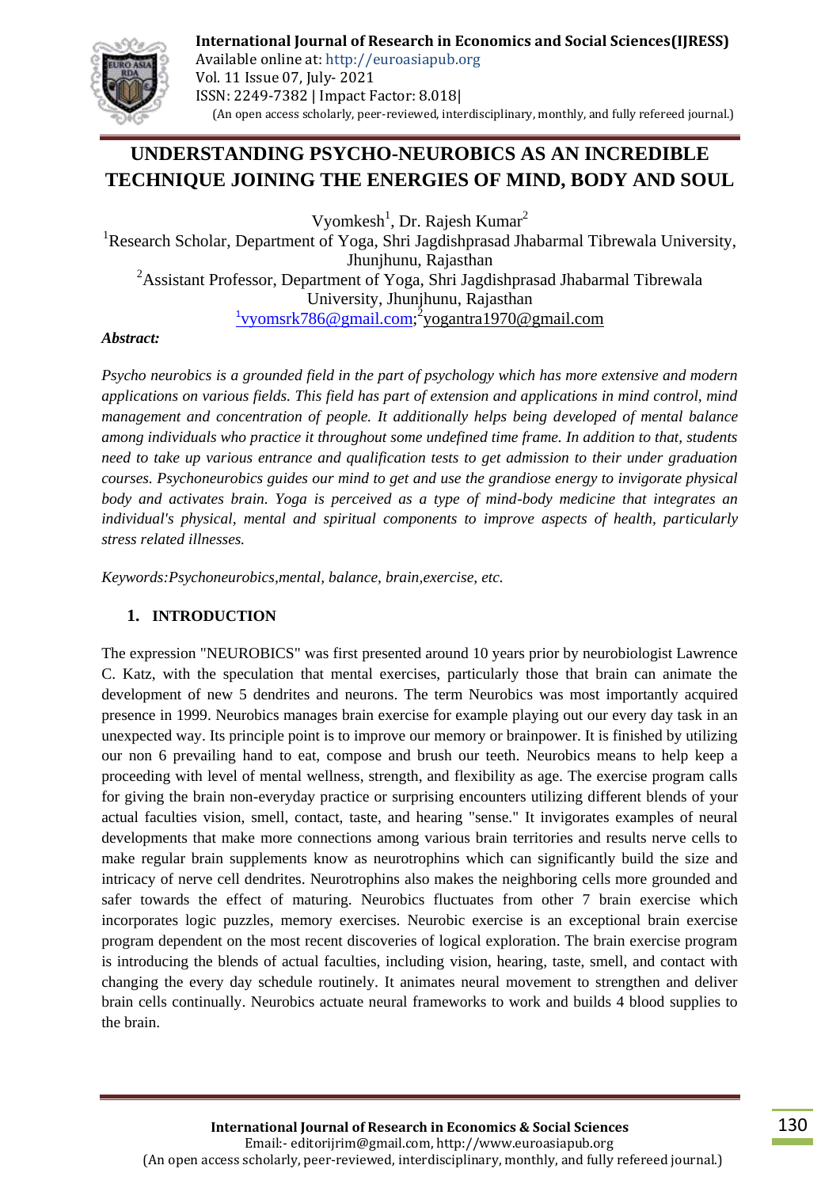# UNDERSTANDING PSYCHO-NEUROBICS AS AN INCREDIBLE TECHNIQUE JOINING THE ENERGIES OF MIND, BODY AND SOUL

Vyomkesh[1], Dr. Rajesh Kumar[2]

[1]Research Scholar, Department of Yoga, Shri Jagdishprasad Jhabarmal Tibrewala University, Jhunjhunu, Rajasthan

[2]Assistant Professor, Department of Yoga, Shri Jagdishprasad Jhabarmal Tibrewala University, Jhunjhunu, Rajasthan

[1]vyomsrk786@gmail.com; [2]yogantra1970@gmail.com

***Abstract:***

*Psycho neurobics is a grounded field in the part of psychology which has more extensive and modern applications on various fields. This field has part of extension and applications in mind control, mind management and concentration of people. It additionally helps being developed of mental balance among individuals who practice it throughout some undefined time frame. In addition to that, students need to take up various entrance and qualification tests to get admission to their under graduation courses. Psychoneurobics guides our mind to get and use the grandiose energy to invigorate physical body and activates brain. Yoga is perceived as a type of mind-body medicine that integrates an individual's physical, mental and spiritual components to improve aspects of health, particularly stress related illnesses.*

*Keywords:Psychoneurobics,mental, balance, brain,exercise, etc.*

## 1. INTRODUCTION

The expression "NEUROBICS" was first presented around 10 years prior by neurobiologist Lawrence C. Katz, with the speculation that mental exercises, particularly those that brain can animate the development of new 5 dendrites and neurons. The term Neurobics was most importantly acquired presence in 1999. Neurobics manages brain exercise for example playing out our every day task in an unexpected way. Its principle point is to improve our memory or brainpower. It is finished by utilizing our non 6 prevailing hand to eat, compose and brush our teeth. Neurobics means to help keep a proceeding with level of mental wellness, strength, and flexibility as age. The exercise program calls for giving the brain non-everyday practice or surprising encounters utilizing different blends of your actual faculties vision, smell, contact, taste, and hearing "sense." It invigorates examples of neural developments that make more connections among various brain territories and results nerve cells to make regular brain supplements know as neurotrophins which can significantly build the size and intricacy of nerve cell dendrites. Neurotrophins also makes the neighboring cells more grounded and safer towards the effect of maturing. Neurobics fluctuates from other 7 brain exercise which incorporates logic puzzles, memory exercises. Neurobic exercise is an exceptional brain exercise program dependent on the most recent discoveries of logical exploration. The brain exercise program is introducing the blends of actual faculties, including vision, hearing, taste, smell, and contact with changing the every day schedule routinely. It animates neural movement to strengthen and deliver brain cells continually. Neurobics actuate neural frameworks to work and builds 4 blood supplies to the brain.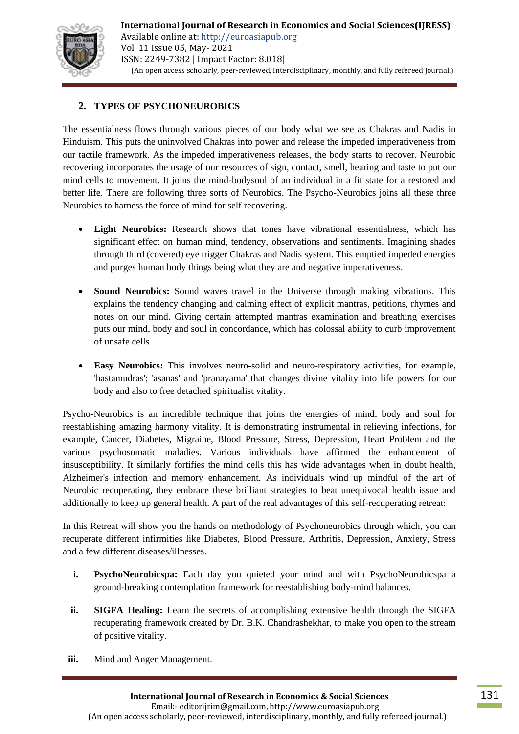## 2. TYPES OF PSYCHONEUROBICS

The essentialness flows through various pieces of our body what we see as Chakras and Nadis in Hinduism. This puts the uninvolved Chakras into power and release the impeded imperativeness from our tactile framework. As the impeded imperativeness releases, the body starts to recover. Neurobic recovering incorporates the usage of our resources of sign, contact, smell, hearing and taste to put our mind cells to movement. It joins the mind-bodysoul of an individual in a fit state for a restored and better life. There are following three sorts of Neurobics. The Psycho-Neurobics joins all these three Neurobics to harness the force of mind for self recovering.

- **Light Neurobics:** Research shows that tones have vibrational essentialness, which has significant effect on human mind, tendency, observations and sentiments. Imagining shades through third (covered) eye trigger Chakras and Nadis system. This emptied impeded energies and purges human body things being what they are and negative imperativeness.
- **Sound Neurobics:** Sound waves travel in the Universe through making vibrations. This explains the tendency changing and calming effect of explicit mantras, petitions, rhymes and notes on our mind. Giving certain attempted mantras examination and breathing exercises puts our mind, body and soul in concordance, which has colossal ability to curb improvement of unsafe cells.
- **Easy Neurobics:** This involves neuro-solid and neuro-respiratory activities, for example, 'hastamudras'; 'asanas' and 'pranayama' that changes divine vitality into life powers for our body and also to free detached spiritualist vitality.

Psycho-Neurobics is an incredible technique that joins the energies of mind, body and soul for reestablishing amazing harmony vitality. It is demonstrating instrumental in relieving infections, for example, Cancer, Diabetes, Migraine, Blood Pressure, Stress, Depression, Heart Problem and the various psychosomatic maladies. Various individuals have affirmed the enhancement of insusceptibility. It similarly fortifies the mind cells this has wide advantages when in doubt health, Alzheimer's infection and memory enhancement. As individuals wind up mindful of the art of Neurobic recuperating, they embrace these brilliant strategies to beat unequivocal health issue and additionally to keep up general health. A part of the real advantages of this self-recuperating retreat:

In this Retreat will show you the hands on methodology of Psychoneurobics through which, you can recuperate different infirmities like Diabetes, Blood Pressure, Arthritis, Depression, Anxiety, Stress and a few different diseases/illnesses.

i. **PsychoNeurobicspa:** Each day you quieted your mind and with PsychoNeurobicspa a ground-breaking contemplation framework for reestablishing body-mind balances.

ii. **SIGFA Healing:** Learn the secrets of accomplishing extensive health through the SIGFA recuperating framework created by Dr. B.K. Chandrashekhar, to make you open to the stream of positive vitality.

iii. Mind and Anger Management.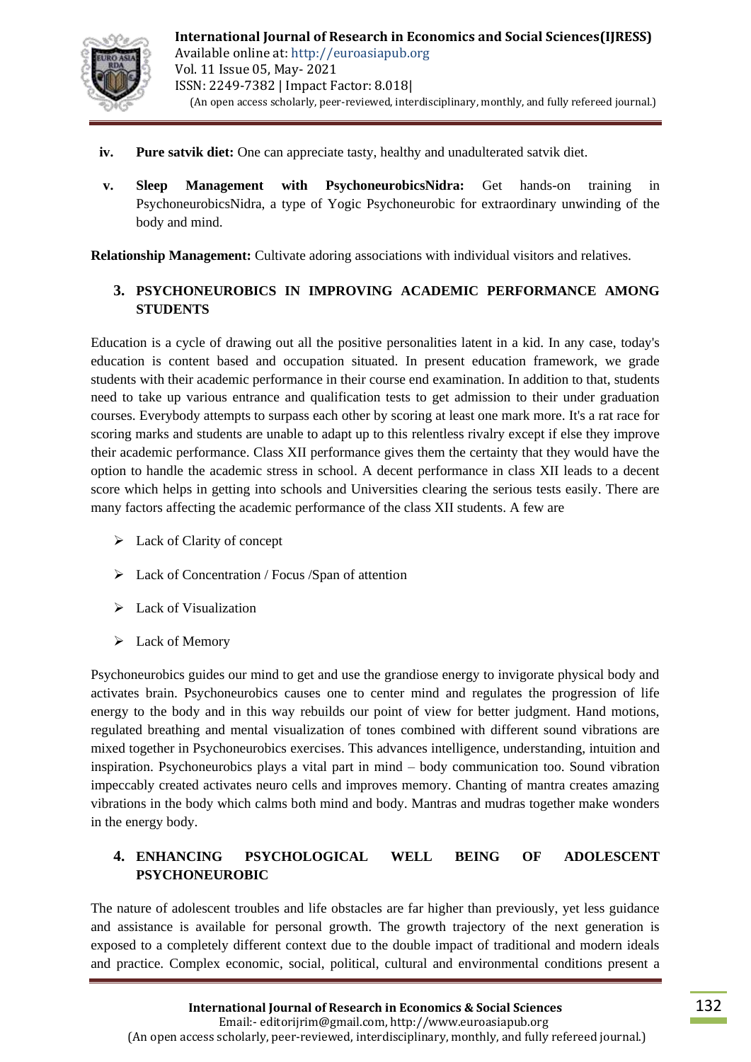iv. **Pure satvik diet:** One can appreciate tasty, healthy and unadulterated satvik diet.

v. **Sleep Management with PsychoneurobicsNidra:** Get hands-on training in PsychoneurobicsNidra, a type of Yogic Psychoneurobic for extraordinary unwinding of the body and mind.

**Relationship Management:** Cultivate adoring associations with individual visitors and relatives.

## 3. PSYCHONEUROBICS IN IMPROVING ACADEMIC PERFORMANCE AMONG STUDENTS

Education is a cycle of drawing out all the positive personalities latent in a kid. In any case, today's education is content based and occupation situated. In present education framework, we grade students with their academic performance in their course end examination. In addition to that, students need to take up various entrance and qualification tests to get admission to their under graduation courses. Everybody attempts to surpass each other by scoring at least one mark more. It's a rat race for scoring marks and students are unable to adapt up to this relentless rivalry except if else they improve their academic performance. Class XII performance gives them the certainty that they would have the option to handle the academic stress in school. A decent performance in class XII leads to a decent score which helps in getting into schools and Universities clearing the serious tests easily. There are many factors affecting the academic performance of the class XII students. A few are

- Lack of Clarity of concept
- Lack of Concentration / Focus /Span of attention
- Lack of Visualization
- Lack of Memory

Psychoneurobics guides our mind to get and use the grandiose energy to invigorate physical body and activates brain. Psychoneurobics causes one to center mind and regulates the progression of life energy to the body and in this way rebuilds our point of view for better judgment. Hand motions, regulated breathing and mental visualization of tones combined with different sound vibrations are mixed together in Psychoneurobics exercises. This advances intelligence, understanding, intuition and inspiration. Psychoneurobics plays a vital part in mind – body communication too. Sound vibration impeccably created activates neuro cells and improves memory. Chanting of mantra creates amazing vibrations in the body which calms both mind and body. Mantras and mudras together make wonders in the energy body.

## 4. ENHANCING PSYCHOLOGICAL WELL BEING OF ADOLESCENT PSYCHONEUROBIC

The nature of adolescent troubles and life obstacles are far higher than previously, yet less guidance and assistance is available for personal growth. The growth trajectory of the next generation is exposed to a completely different context due to the double impact of traditional and modern ideals and practice. Complex economic, social, political, cultural and environmental conditions present a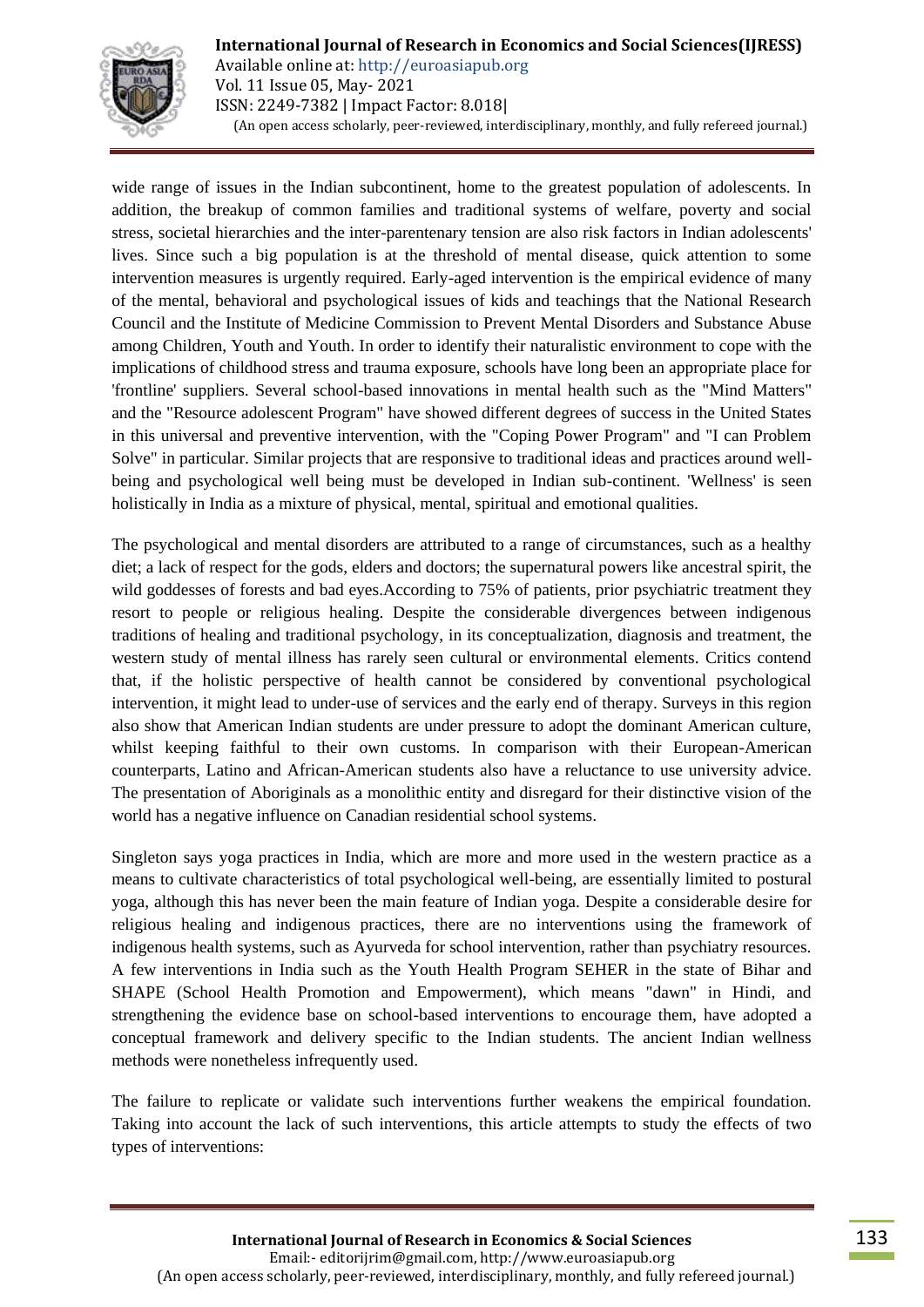wide range of issues in the Indian subcontinent, home to the greatest population of adolescents. In addition, the breakup of common families and traditional systems of welfare, poverty and social stress, societal hierarchies and the inter-parentenary tension are also risk factors in Indian adolescents' lives. Since such a big population is at the threshold of mental disease, quick attention to some intervention measures is urgently required. Early-aged intervention is the empirical evidence of many of the mental, behavioral and psychological issues of kids and teachings that the National Research Council and the Institute of Medicine Commission to Prevent Mental Disorders and Substance Abuse among Children, Youth and Youth. In order to identify their naturalistic environment to cope with the implications of childhood stress and trauma exposure, schools have long been an appropriate place for 'frontline' suppliers. Several school-based innovations in mental health such as the "Mind Matters" and the "Resource adolescent Program" have showed different degrees of success in the United States in this universal and preventive intervention, with the "Coping Power Program" and "I can Problem Solve" in particular. Similar projects that are responsive to traditional ideas and practices around well-being and psychological well being must be developed in Indian sub-continent. 'Wellness' is seen holistically in India as a mixture of physical, mental, spiritual and emotional qualities.

The psychological and mental disorders are attributed to a range of circumstances, such as a healthy diet; a lack of respect for the gods, elders and doctors; the supernatural powers like ancestral spirit, the wild goddesses of forests and bad eyes.According to 75% of patients, prior psychiatric treatment they resort to people or religious healing. Despite the considerable divergences between indigenous traditions of healing and traditional psychology, in its conceptualization, diagnosis and treatment, the western study of mental illness has rarely seen cultural or environmental elements. Critics contend that, if the holistic perspective of health cannot be considered by conventional psychological intervention, it might lead to under-use of services and the early end of therapy. Surveys in this region also show that American Indian students are under pressure to adopt the dominant American culture, whilst keeping faithful to their own customs. In comparison with their European-American counterparts, Latino and African-American students also have a reluctance to use university advice. The presentation of Aboriginals as a monolithic entity and disregard for their distinctive vision of the world has a negative influence on Canadian residential school systems.

Singleton says yoga practices in India, which are more and more used in the western practice as a means to cultivate characteristics of total psychological well-being, are essentially limited to postural yoga, although this has never been the main feature of Indian yoga. Despite a considerable desire for religious healing and indigenous practices, there are no interventions using the framework of indigenous health systems, such as Ayurveda for school intervention, rather than psychiatry resources. A few interventions in India such as the Youth Health Program SEHER in the state of Bihar and SHAPE (School Health Promotion and Empowerment), which means "dawn" in Hindi, and strengthening the evidence base on school-based interventions to encourage them, have adopted a conceptual framework and delivery specific to the Indian students. The ancient Indian wellness methods were nonetheless infrequently used.

The failure to replicate or validate such interventions further weakens the empirical foundation. Taking into account the lack of such interventions, this article attempts to study the effects of two types of interventions: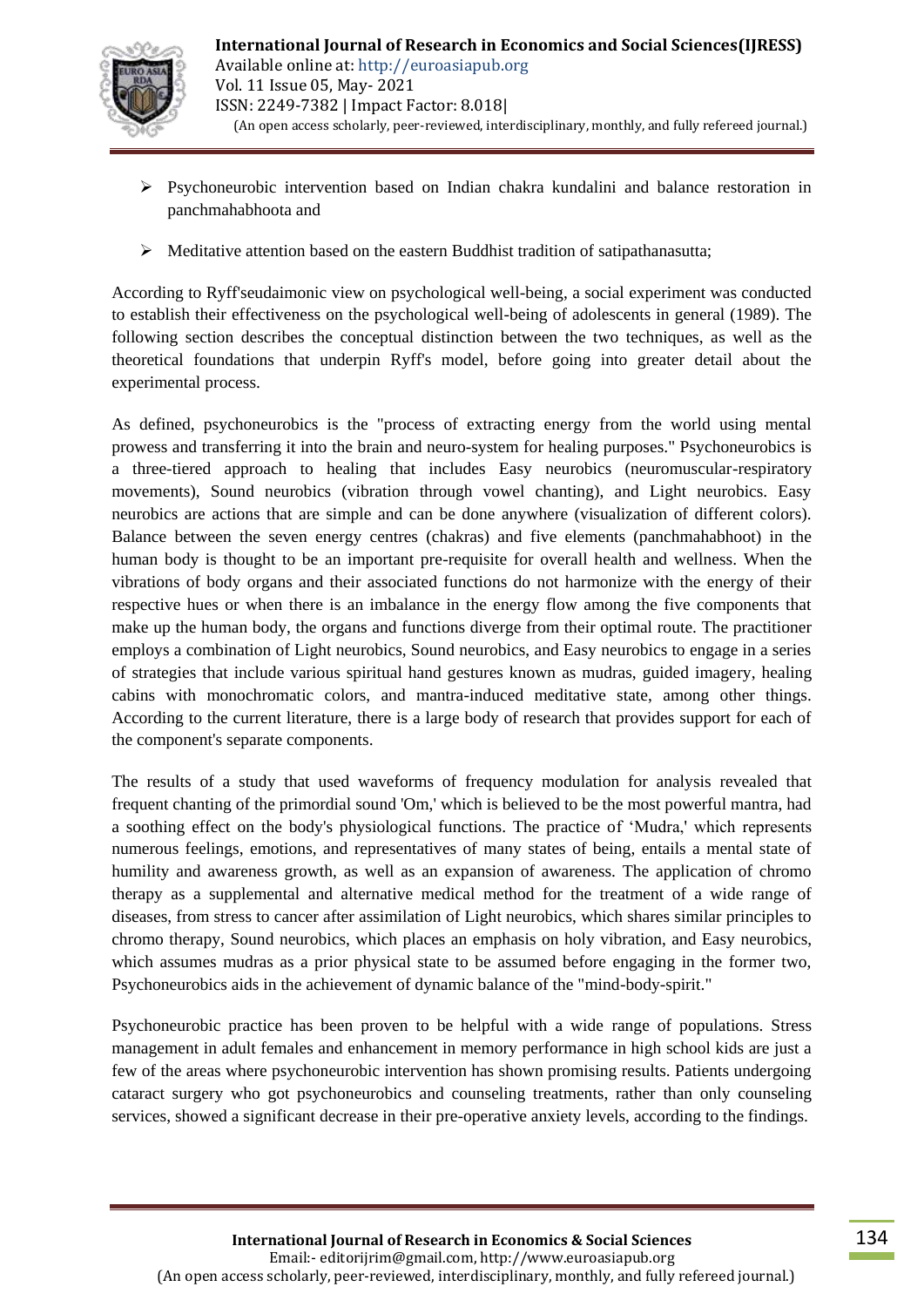- Psychoneurobic intervention based on Indian chakra kundalini and balance restoration in panchmahabhoota and
- Meditative attention based on the eastern Buddhist tradition of satipathanasutta;

According to Ryff'seudaimonic view on psychological well-being, a social experiment was conducted to establish their effectiveness on the psychological well-being of adolescents in general (1989). The following section describes the conceptual distinction between the two techniques, as well as the theoretical foundations that underpin Ryff's model, before going into greater detail about the experimental process.

As defined, psychoneurobics is the "process of extracting energy from the world using mental prowess and transferring it into the brain and neuro-system for healing purposes." Psychoneurobics is a three-tiered approach to healing that includes Easy neurobics (neuromuscular-respiratory movements), Sound neurobics (vibration through vowel chanting), and Light neurobics. Easy neurobics are actions that are simple and can be done anywhere (visualization of different colors). Balance between the seven energy centres (chakras) and five elements (panchmahabhoot) in the human body is thought to be an important pre-requisite for overall health and wellness. When the vibrations of body organs and their associated functions do not harmonize with the energy of their respective hues or when there is an imbalance in the energy flow among the five components that make up the human body, the organs and functions diverge from their optimal route. The practitioner employs a combination of Light neurobics, Sound neurobics, and Easy neurobics to engage in a series of strategies that include various spiritual hand gestures known as mudras, guided imagery, healing cabins with monochromatic colors, and mantra-induced meditative state, among other things. According to the current literature, there is a large body of research that provides support for each of the component's separate components.

The results of a study that used waveforms of frequency modulation for analysis revealed that frequent chanting of the primordial sound 'Om,' which is believed to be the most powerful mantra, had a soothing effect on the body's physiological functions. The practice of 'Mudra,' which represents numerous feelings, emotions, and representatives of many states of being, entails a mental state of humility and awareness growth, as well as an expansion of awareness. The application of chromo therapy as a supplemental and alternative medical method for the treatment of a wide range of diseases, from stress to cancer after assimilation of Light neurobics, which shares similar principles to chromo therapy, Sound neurobics, which places an emphasis on holy vibration, and Easy neurobics, which assumes mudras as a prior physical state to be assumed before engaging in the former two, Psychoneurobics aids in the achievement of dynamic balance of the "mind-body-spirit."

Psychoneurobic practice has been proven to be helpful with a wide range of populations. Stress management in adult females and enhancement in memory performance in high school kids are just a few of the areas where psychoneurobic intervention has shown promising results. Patients undergoing cataract surgery who got psychoneurobics and counseling treatments, rather than only counseling services, showed a significant decrease in their pre-operative anxiety levels, according to the findings.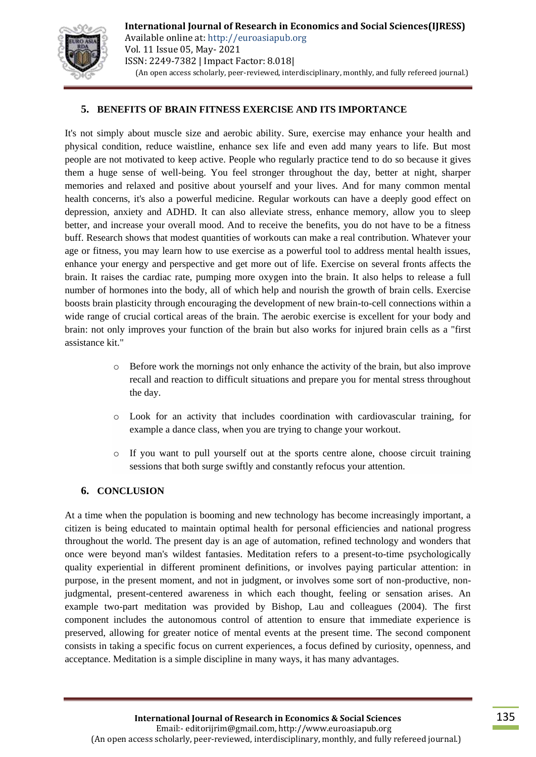## 5. BENEFITS OF BRAIN FITNESS EXERCISE AND ITS IMPORTANCE

It's not simply about muscle size and aerobic ability. Sure, exercise may enhance your health and physical condition, reduce waistline, enhance sex life and even add many years to life. But most people are not motivated to keep active. People who regularly practice tend to do so because it gives them a huge sense of well-being. You feel stronger throughout the day, better at night, sharper memories and relaxed and positive about yourself and your lives. And for many common mental health concerns, it's also a powerful medicine. Regular workouts can have a deeply good effect on depression, anxiety and ADHD. It can also alleviate stress, enhance memory, allow you to sleep better, and increase your overall mood. And to receive the benefits, you do not have to be a fitness buff. Research shows that modest quantities of workouts can make a real contribution. Whatever your age or fitness, you may learn how to use exercise as a powerful tool to address mental health issues, enhance your energy and perspective and get more out of life. Exercise on several fronts affects the brain. It raises the cardiac rate, pumping more oxygen into the brain. It also helps to release a full number of hormones into the body, all of which help and nourish the growth of brain cells. Exercise boosts brain plasticity through encouraging the development of new brain-to-cell connections within a wide range of crucial cortical areas of the brain. The aerobic exercise is excellent for your body and brain: not only improves your function of the brain but also works for injured brain cells as a "first assistance kit."

- Before work the mornings not only enhance the activity of the brain, but also improve recall and reaction to difficult situations and prepare you for mental stress throughout the day.
- Look for an activity that includes coordination with cardiovascular training, for example a dance class, when you are trying to change your workout.
- If you want to pull yourself out at the sports centre alone, choose circuit training sessions that both surge swiftly and constantly refocus your attention.

## 6. CONCLUSION

At a time when the population is booming and new technology has become increasingly important, a citizen is being educated to maintain optimal health for personal efficiencies and national progress throughout the world. The present day is an age of automation, refined technology and wonders that once were beyond man's wildest fantasies. Meditation refers to a present-to-time psychologically quality experiential in different prominent definitions, or involves paying particular attention: in purpose, in the present moment, and not in judgment, or involves some sort of non-productive, non-judgmental, present-centered awareness in which each thought, feeling or sensation arises. An example two-part meditation was provided by Bishop, Lau and colleagues (2004). The first component includes the autonomous control of attention to ensure that immediate experience is preserved, allowing for greater notice of mental events at the present time. The second component consists in taking a specific focus on current experiences, a focus defined by curiosity, openness, and acceptance. Meditation is a simple discipline in many ways, it has many advantages.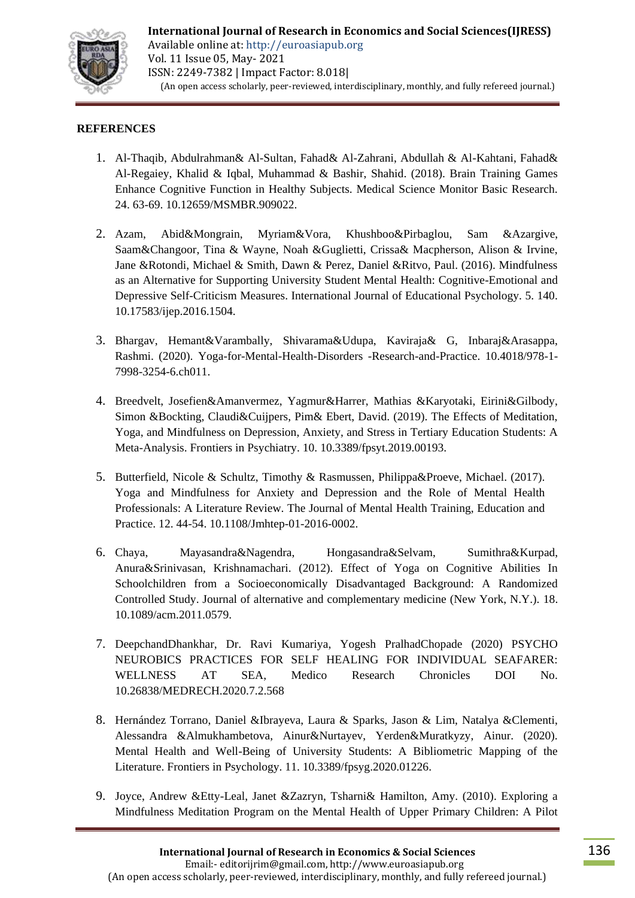**REFERENCES**

1. Al-Thaqib, Abdulrahman& Al-Sultan, Fahad& Al-Zahrani, Abdullah & Al-Kahtani, Fahad& Al-Regaiey, Khalid & Iqbal, Muhammad & Bashir, Shahid. (2018). Brain Training Games Enhance Cognitive Function in Healthy Subjects. Medical Science Monitor Basic Research. 24. 63-69. 10.12659/MSMBR.909022.

2. Azam, Abid&Mongrain, Myriam&Vora, Khushboo&Pirbaglou, Sam &Azargive, Saam&Changoor, Tina & Wayne, Noah &Guglietti, Crissa& Macpherson, Alison & Irvine, Jane &Rotondi, Michael & Smith, Dawn & Perez, Daniel &Ritvo, Paul. (2016). Mindfulness as an Alternative for Supporting University Student Mental Health: Cognitive-Emotional and Depressive Self-Criticism Measures. International Journal of Educational Psychology. 5. 140. 10.17583/ijep.2016.1504.

3. Bhargav, Hemant&Varambally, Shivarama&Udupa, Kaviraja& G, Inbaraj&Arasappa, Rashmi. (2020). Yoga-for-Mental-Health-Disorders -Research-and-Practice. 10.4018/978-1-7998-3254-6.ch011.

4. Breedvelt, Josefien&Amanvermez, Yagmur&Harrer, Mathias &Karyotaki, Eirini&Gilbody, Simon &Bockting, Claudi&Cuijpers, Pim& Ebert, David. (2019). The Effects of Meditation, Yoga, and Mindfulness on Depression, Anxiety, and Stress in Tertiary Education Students: A Meta-Analysis. Frontiers in Psychiatry. 10. 10.3389/fpsyt.2019.00193.

5. Butterfield, Nicole & Schultz, Timothy & Rasmussen, Philippa&Proeve, Michael. (2017). Yoga and Mindfulness for Anxiety and Depression and the Role of Mental Health Professionals: A Literature Review. The Journal of Mental Health Training, Education and Practice. 12. 44-54. 10.1108/Jmhtep-01-2016-0002.

6. Chaya, Mayasandra&Nagendra, Hongasandra&Selvam, Sumithra&Kurpad, Anura&Srinivasan, Krishnamachari. (2012). Effect of Yoga on Cognitive Abilities In Schoolchildren from a Socioeconomically Disadvantaged Background: A Randomized Controlled Study. Journal of alternative and complementary medicine (New York, N.Y.). 18. 10.1089/acm.2011.0579.

7. DeepchandDhankhar, Dr. Ravi Kumariya, Yogesh PralhadChopade (2020) PSYCHO NEUROBICS PRACTICES FOR SELF HEALING FOR INDIVIDUAL SEAFARER: WELLNESS AT SEA, Medico Research Chronicles DOI No. 10.26838/MEDRECH.2020.7.2.568

8. Hernández Torrano, Daniel &Ibrayeva, Laura & Sparks, Jason & Lim, Natalya &Clementi, Alessandra &Almukhambetova, Ainur&Nurtayev, Yerden&Muratkyzy, Ainur. (2020). Mental Health and Well-Being of University Students: A Bibliometric Mapping of the Literature. Frontiers in Psychology. 11. 10.3389/fpsyg.2020.01226.

9. Joyce, Andrew &Etty-Leal, Janet &Zazryn, Tsharni& Hamilton, Amy. (2010). Exploring a Mindfulness Meditation Program on the Mental Health of Upper Primary Children: A Pilot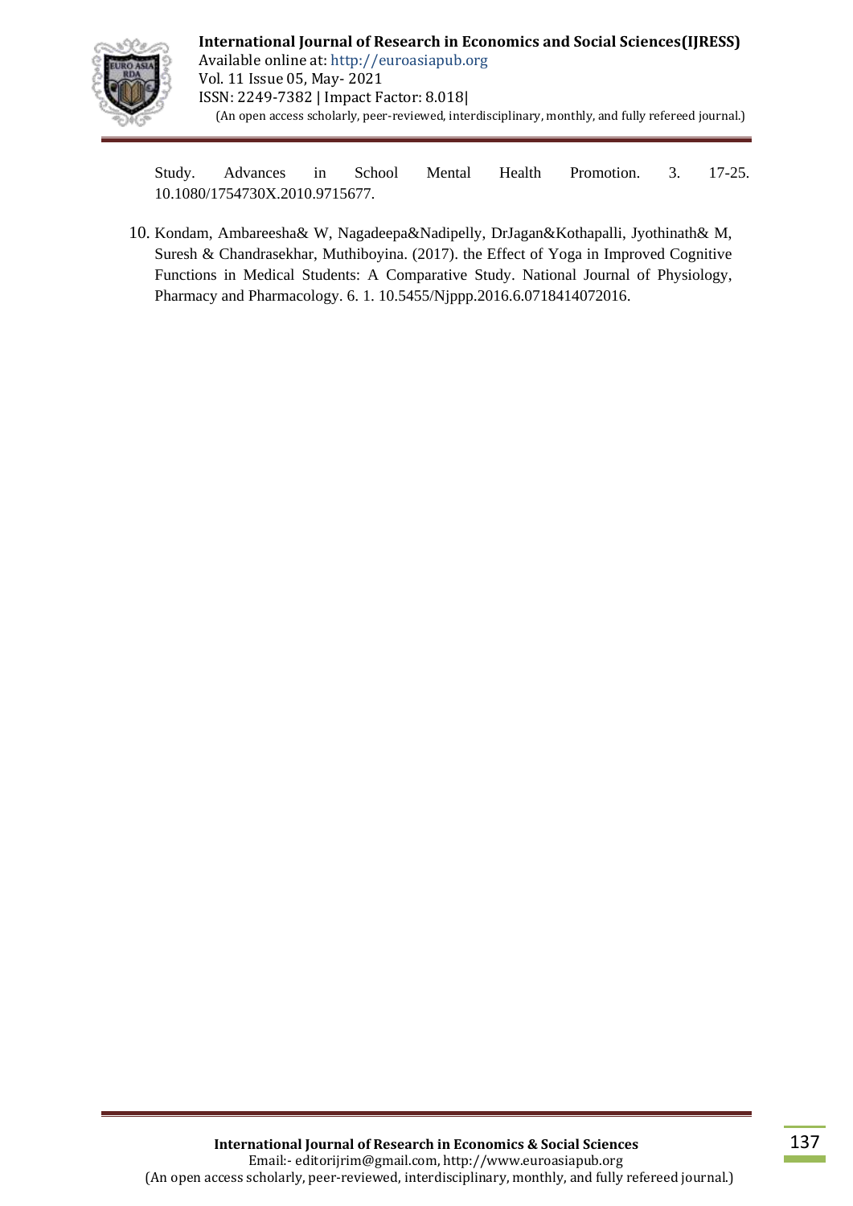Study. Advances in School Mental Health Promotion. 3. 17-25. 10.1080/1754730X.2010.9715677.

10. Kondam, Ambareesha& W, Nagadeepa&Nadipelly, DrJagan&Kothapalli, Jyothinath& M, Suresh & Chandrasekhar, Muthiboyina. (2017). the Effect of Yoga in Improved Cognitive Functions in Medical Students: A Comparative Study. National Journal of Physiology, Pharmacy and Pharmacology. 6. 1. 10.5455/Njppp.2016.6.0718414072016.